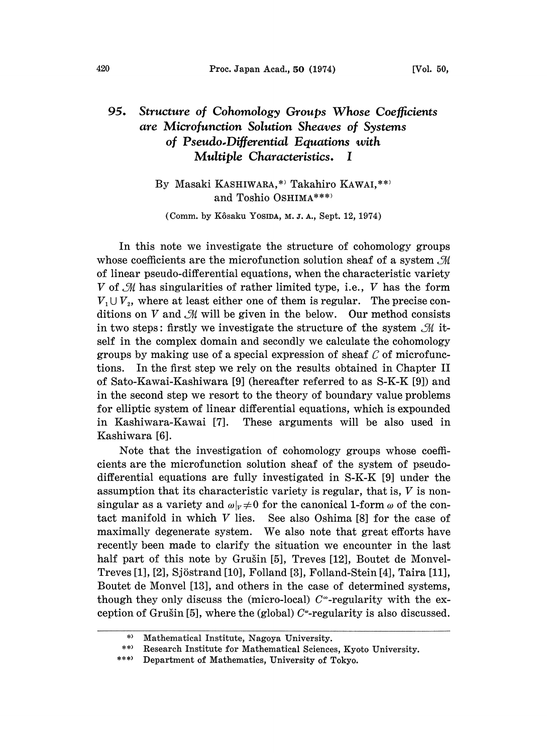# 95. *Structure of Cohomology Groups Whose Coefficients are Microfunction Solution Sheaves of Systems of Pseudo-Differential Equations with Multiple Characteristics.* I

By Masaki KASHIWARA,[*] Takahiro KAWAI,[**] and Toshio OSHIMA[***]

(Comm. by Kôsaku YOSIDA, M. J. A., Sept. 12, 1974)

In this note we investigate the structure of cohomology groups whose coefficients are the microfunction solution sheaf of a system $\mathcal{M}$ of linear pseudo-differential equations, when the characteristic variety $V$ of $\mathcal{M}$ has singularities of rather limited type, i.e., $V$ has the form $V_1 \cup V_2$, where at least either one of them is regular. The precise conditions on $V$ and $\mathcal{M}$ will be given in the below. Our method consists in two steps: firstly we investigate the structure of the system $\mathcal{M}$ itself in the complex domain and secondly we calculate the cohomology groups by making use of a special expression of sheaf $C$ of microfunctions. In the first step we rely on the results obtained in Chapter II of Sato-Kawai-Kashiwara [9] (hereafter referred to as S-K-K [9]) and in the second step we resort to the theory of boundary value problems for elliptic system of linear differential equations, which is expounded in Kashiwara-Kawai [7]. These arguments will be also used in Kashiwara [6].

Note that the investigation of cohomology groups whose coefficients are the microfunction solution sheaf of the system of pseudo-differential equations are fully investigated in S-K-K [9] under the assumption that its characteristic variety is regular, that is, $V$ is non-singular as a variety and $\omega|_V \neq 0$ for the canonical 1-form $\omega$ of the contact manifold in which $V$ lies. See also Oshima [8] for the case of maximally degenerate system. We also note that great efforts have recently been made to clarify the situation we encounter in the last half part of this note by Grušin [5], Treves [12], Boutet de Monvel-Treves [1], [2], Sjöstrand [10], Folland [3], Folland-Stein [4], Taira [11], Boutet de Monvel [13], and others in the case of determined systems, though they only discuss the (micro-local) $C^\infty$-regularity with the exception of Grušin [5], where the (global) $C^\infty$-regularity is also discussed.

---

[*] Mathematical Institute, Nagoya University.

[**] Research Institute for Mathematical Sciences, Kyoto University.

[***] Department of Mathematics, University of Tokyo.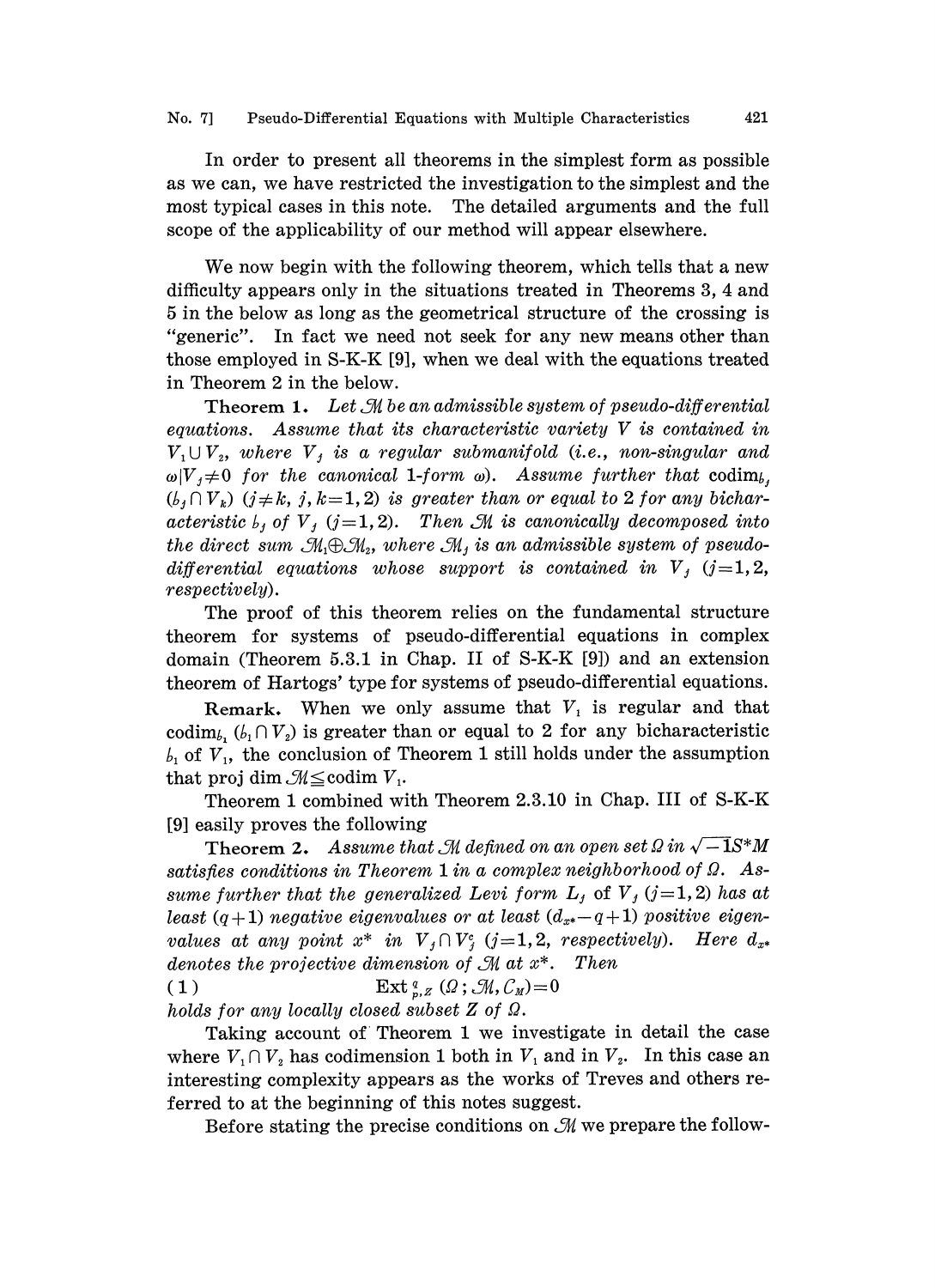In order to present all theorems in the simplest form as possible as we can, we have restricted the investigation to the simplest and the most typical cases in this note. The detailed arguments and the full scope of the applicability of our method will appear elsewhere.

We now begin with the following theorem, which tells that a new difficulty appears only in the situations treated in Theorems 3, 4 and 5 in the below as long as the geometrical structure of the crossing is "generic". In fact we need not seek for any new means other than those employed in S-K-K [9], when we deal with the equations treated in Theorem 2 in the below.

**Theorem 1.** *Let $\mathcal{M}$ be an admissible system of pseudo-differential equations. Assume that its characteristic variety $V$ is contained in $V_1 \cup V_2$, where $V_j$ is a regular submanifold (i.e., non-singular and $\omega|V_j \neq 0$ for the canonical 1-form $\omega$). Assume further that* $\operatorname{codim}_{b_j}(b_j \cap V_k)$ $(j \neq k,\ j, k=1,2)$ *is greater than or equal to 2 for any bicharacteristic $b_j$ of $V_j$ $(j=1,2)$. Then $\mathcal{M}$ is canonically decomposed into the direct sum $\mathcal{M}_1 \oplus \mathcal{M}_2$, where $\mathcal{M}_j$ is an admissible system of pseudo-differential equations whose support is contained in $V_j$ $(j=1,2$, respectively$)$.*

The proof of this theorem relies on the fundamental structure theorem for systems of pseudo-differential equations in complex domain (Theorem 5.3.1 in Chap. II of S-K-K [9]) and an extension theorem of Hartogs' type for systems of pseudo-differential equations.

**Remark.** When we only assume that $V_1$ is regular and that $\operatorname{codim}_{b_1}(b_1 \cap V_2)$ is greater than or equal to 2 for any bicharacteristic $b_1$ of $V_1$, the conclusion of Theorem 1 still holds under the assumption that $\operatorname{proj\,dim} \mathcal{M} \leqq \operatorname{codim} V_1$.

Theorem 1 combined with Theorem 2.3.10 in Chap. III of S-K-K [9] easily proves the following

**Theorem 2.** *Assume that $\mathcal{M}$ defined on an open set $\Omega$ in $\sqrt{-1}S^*M$ satisfies conditions in Theorem 1 in a complex neighborhood of $\Omega$. Assume further that the generalized Levi form $L_j$ of $V_j$ $(j=1,2)$ has at least $(q+1)$ negative eigenvalues or at least $(d_{x^*}-q+1)$ positive eigenvalues at any point $x^*$ in $V_j \cap V_j^c$ $(j=1,2$, respectively$)$. Here $d_{x^*}$ denotes the projective dimension of $\mathcal{M}$ at $x^*$. Then*

$$(1) \qquad \operatorname{Ext}^q_{p,Z}(\Omega\,;\mathcal{M}, \mathcal{C}_M)=0$$

*holds for any locally closed subset $Z$ of $\Omega$.*

Taking account of Theorem 1 we investigate in detail the case where $V_1 \cap V_2$ has codimension 1 both in $V_1$ and in $V_2$. In this case an interesting complexity appears as the works of Treves and others referred to at the beginning of this notes suggest.

Before stating the precise conditions on $\mathcal{M}$ we prepare the follow-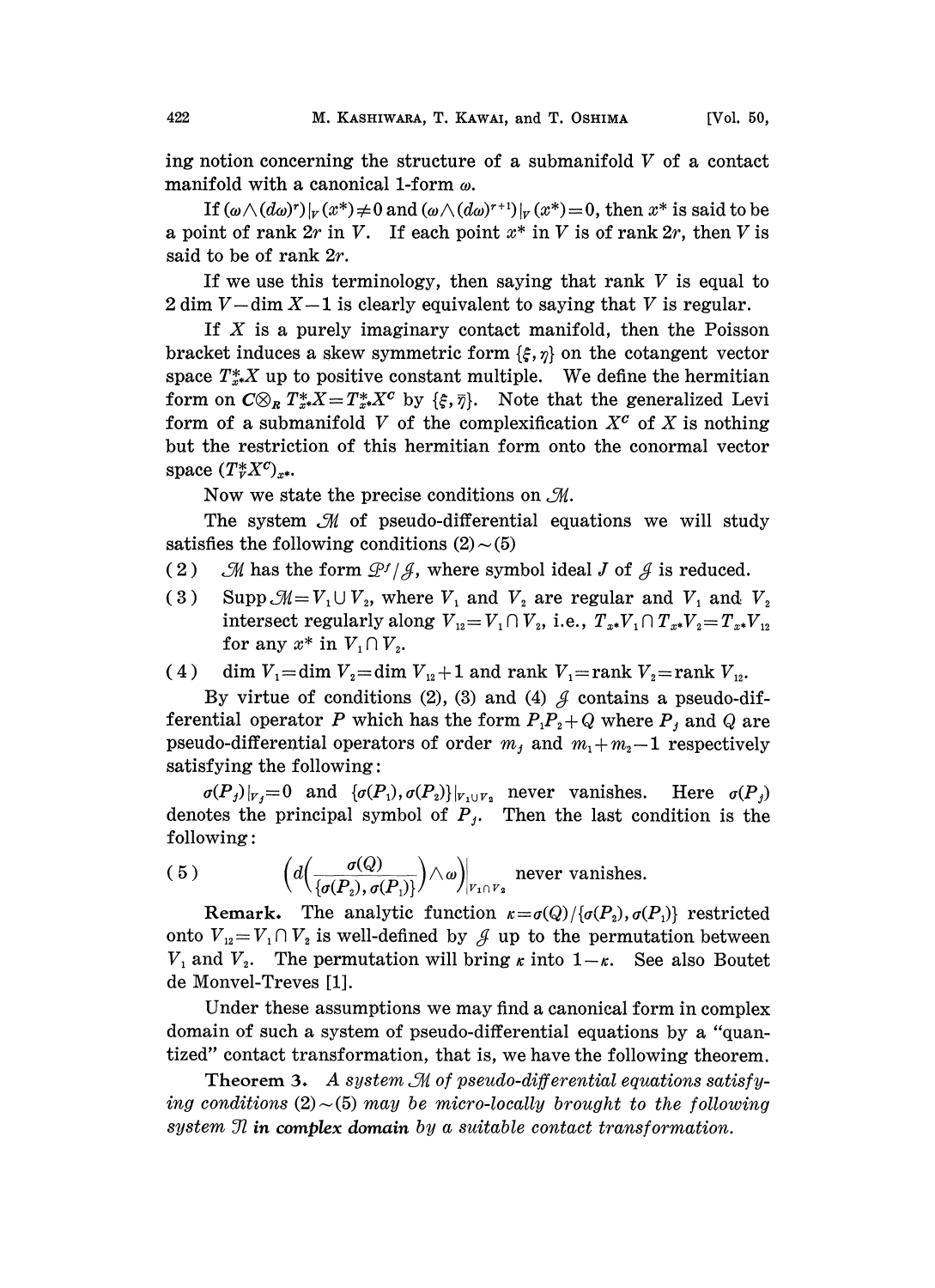ing notion concerning the structure of a submanifold $V$ of a contact manifold with a canonical 1-form $\omega$.

If $(\omega \wedge (d\omega)^r)|_V(x^*) \neq 0$ and $(\omega \wedge (d\omega)^{r+1})|_V(x^*) = 0$, then $x^*$ is said to be a point of rank $2r$ in $V$. If each point $x^*$ in $V$ is of rank $2r$, then $V$ is said to be of rank $2r$.

If we use this terminology, then saying that rank $V$ is equal to $2 \dim V - \dim X - 1$ is clearly equivalent to saying that $V$ is regular.

If $X$ is a purely imaginary contact manifold, then the Poisson bracket induces a skew symmetric form $\{\xi, \eta\}$ on the cotangent vector space $T^*_{x^*}X$ up to positive constant multiple. We define the hermitian form on $\boldsymbol{C} \otimes_{\boldsymbol{R}} T^*_{x^*}X = T^*_{x^*}X^c$ by $\{\xi, \bar{\eta}\}$. Note that the generalized Levi form of a submanifold $V$ of the complexification $X^c$ of $X$ is nothing but the restriction of this hermitian form onto the conormal vector space $(T^*_V X^c)_{x^*}$.

Now we state the precise conditions on $\mathcal{M}$.

The system $\mathcal{M}$ of pseudo-differential equations we will study satisfies the following conditions (2) ~ (5)

(2) $\mathcal{M}$ has the form $\mathcal{P}^f / \mathcal{J}$, where symbol ideal $J$ of $\mathcal{J}$ is reduced.

(3) $\operatorname{Supp} \mathcal{M} = V_1 \cup V_2$, where $V_1$ and $V_2$ are regular and $V_1$ and $V_2$ intersect regularly along $V_{12} = V_1 \cap V_2$, i.e., $T_{x^*}V_1 \cap T_{x^*}V_2 = T_{x^*}V_{12}$ for any $x^*$ in $V_1 \cap V_2$.

(4) $\dim V_1 = \dim V_2 = \dim V_{12} + 1$ and rank $V_1 =$ rank $V_2 =$ rank $V_{12}$.

By virtue of conditions (2), (3) and (4) $\mathcal{J}$ contains a pseudo-differential operator $P$ which has the form $P_1P_2 + Q$ where $P_j$ and $Q$ are pseudo-differential operators of order $m_j$ and $m_1 + m_2 - 1$ respectively satisfying the following:

$\sigma(P_j)|_{V_j} = 0$ and $\{\sigma(P_1), \sigma(P_2)\}|_{V_1 \cup V_2}$ never vanishes. Here $\sigma(P_j)$ denotes the principal symbol of $P_j$. Then the last condition is the following:

$$\left( d\left( \frac{\sigma(Q)}{\{\sigma(P_2), \sigma(P_1)\}} \right) \wedge \omega \right) \Big|_{V_1 \cap V_2} \text{ never vanishes.} \tag{5}$$

**Remark.** The analytic function $\kappa = \sigma(Q) / \{\sigma(P_2), \sigma(P_1)\}$ restricted onto $V_{12} = V_1 \cap V_2$ is well-defined by $\mathcal{J}$ up to the permutation between $V_1$ and $V_2$. The permutation will bring $\kappa$ into $1 - \kappa$. See also Boutet de Monvel-Treves [1].

Under these assumptions we may find a canonical form in complex domain of such a system of pseudo-differential equations by a "quantized" contact transformation, that is, we have the following theorem.

**Theorem 3.** *A system $\mathcal{M}$ of pseudo-differential equations satisfying conditions (2) ~ (5) may be micro-locally brought to the following system $\mathcal{N}$* ***in complex domain*** *by a suitable contact transformation.*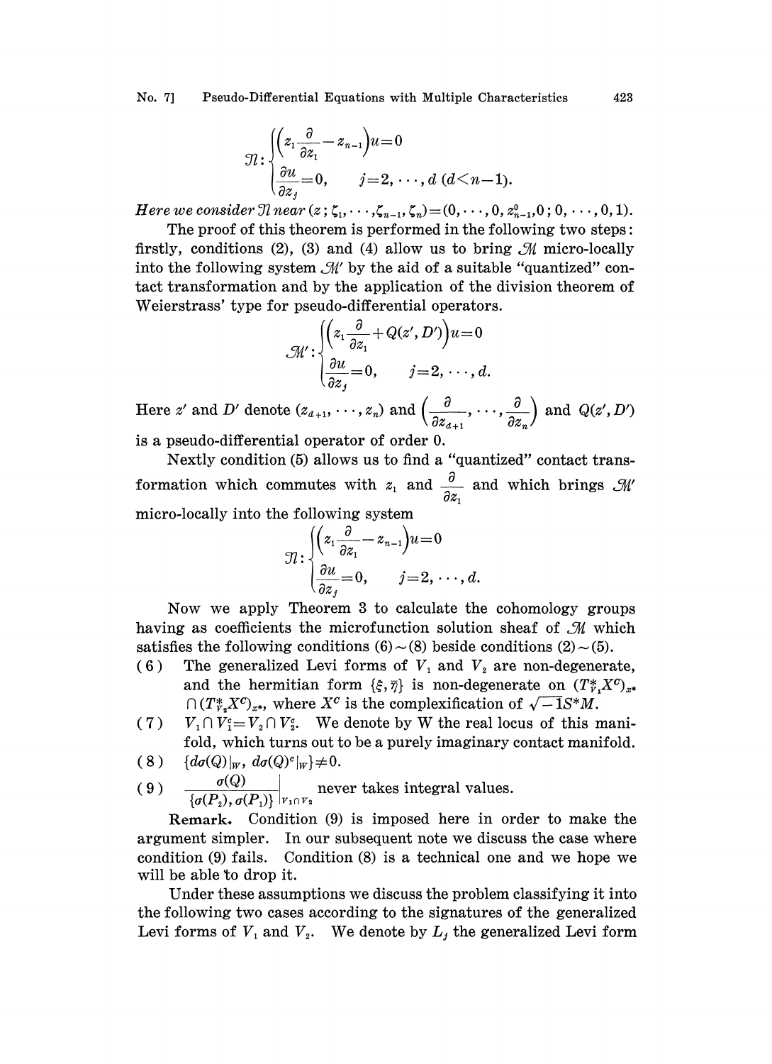$$\mathcal{N}:\begin{cases}\left(z_1\dfrac{\partial}{\partial z_1}-z_{n-1}\right)u=0\\[2mm] \dfrac{\partial u}{\partial z_j}=0, \qquad j=2,\cdots,d\ (d<n-1).\end{cases}$$

*Here we consider $\mathcal{N}$ near $(z;\zeta_1,\cdots,\zeta_{n-1},\zeta_n)=(0,\cdots,0,z^0_{n-1},0;0,\cdots,0,1)$.*

The proof of this theorem is performed in the following two steps: firstly, conditions (2), (3) and (4) allow us to bring $\mathcal{M}$ micro-locally into the following system $\mathcal{M}'$ by the aid of a suitable "quantized" contact transformation and by the application of the division theorem of Weierstrass' type for pseudo-differential operators.

$$\mathcal{M}':\begin{cases}\left(z_1\dfrac{\partial}{\partial z_1}+Q(z',D')\right)u=0\\[2mm] \dfrac{\partial u}{\partial z_j}=0, \qquad j=2,\cdots,d.\end{cases}$$

Here $z'$ and $D'$ denote $(z_{d+1},\cdots,z_n)$ and $\left(\dfrac{\partial}{\partial z_{d+1}},\cdots,\dfrac{\partial}{\partial z_n}\right)$ and $Q(z',D')$ is a pseudo-differential operator of order 0.

Nextly condition (5) allows us to find a "quantized" contact transformation which commutes with $z_1$ and $\dfrac{\partial}{\partial z_1}$ and which brings $\mathcal{M}'$ micro-locally into the following system

$$\mathcal{N}:\begin{cases}\left(z_1\dfrac{\partial}{\partial z_1}-z_{n-1}\right)u=0\\[2mm] \dfrac{\partial u}{\partial z_j}=0, \qquad j=2,\cdots,d.\end{cases}$$

Now we apply Theorem 3 to calculate the cohomology groups having as coefficients the microfunction solution sheaf of $\mathcal{M}$ which satisfies the following conditions (6) ~ (8) beside conditions (2) ~ (5).

(6) The generalized Levi forms of $V_1$ and $V_2$ are non-degenerate, and the hermitian form $\{\xi,\bar{\eta}\}$ is non-degenerate on $(T^*_{V_1}X^c)_{x^*}\cap(T^*_{V_2}X^c)_{x^*}$, where $X^c$ is the complexification of $\sqrt{-1}S^*M$.

(7) $V_1\cap V_1^c=V_2\cap V_2^c$. We denote by W the real locus of this manifold, which turns out to be a purely imaginary contact manifold.

(8) $\{d\sigma(Q)|_W,\ d\sigma(Q)^c|_W\}\neq 0$.

(9) $\left.\dfrac{\sigma(Q)}{\{\sigma(P_2),\sigma(P_1)\}}\right|_{V_1\cap V_2}$ never takes integral values.

**Remark.** Condition (9) is imposed here in order to make the argument simpler. In our subsequent note we discuss the case where condition (9) fails. Condition (8) is a technical one and we hope we will be able to drop it.

Under these assumptions we discuss the problem classifying it into the following two cases according to the signatures of the generalized Levi forms of $V_1$ and $V_2$. We denote by $L_j$ the generalized Levi form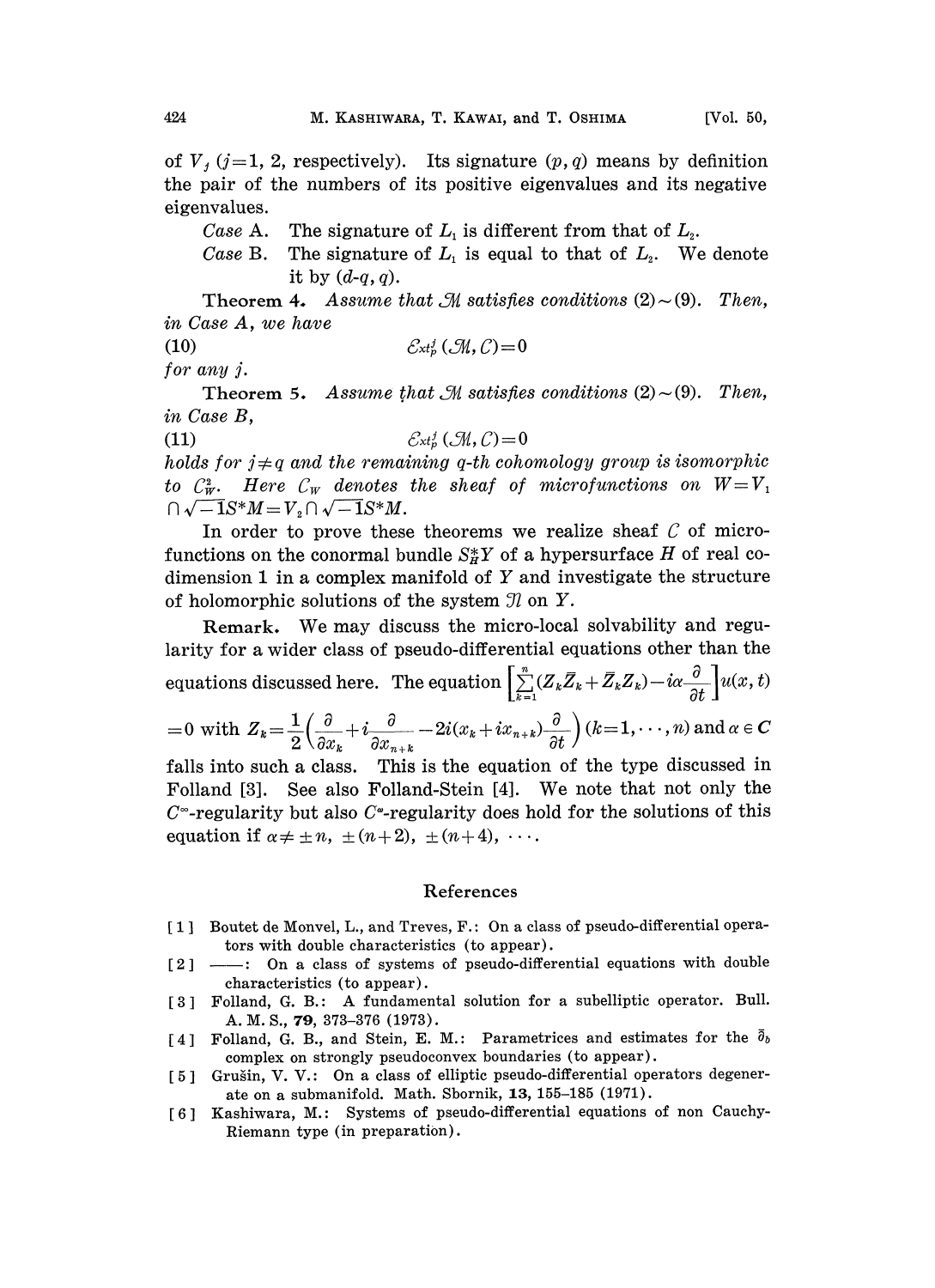of $V_j$ ($j=1, 2$, respectively). Its signature $(p, q)$ means by definition the pair of the numbers of its positive eigenvalues and its negative eigenvalues.

*Case* A. The signature of $L_1$ is different from that of $L_2$.

*Case* B. The signature of $L_1$ is equal to that of $L_2$. We denote it by $(d\text{-}q, q)$.

**Theorem 4.** *Assume that $\mathcal{M}$ satisfies conditions* (2)$\sim$(9). *Then, in Case A, we have*

$$\mathcal{E}xt^j_{\mathcal{P}}(\mathcal{M}, \mathcal{C}) = 0 \tag{10}$$

*for any $j$.*

**Theorem 5.** *Assume that $\mathcal{M}$ satisfies conditions* (2)$\sim$(9). *Then, in Case B,*

$$\mathcal{E}xt^j_{\mathcal{P}}(\mathcal{M}, \mathcal{C}) = 0 \tag{11}$$

*holds for $j \neq q$ and the remaining $q$-th cohomology group is isomorphic to $\mathcal{C}^2_W$. Here $\mathcal{C}_W$ denotes the sheaf of microfunctions on $W = V_1 \cap \sqrt{-1}S^*M = V_2 \cap \sqrt{-1}S^*M$.*

In order to prove these theorems we realize sheaf $\mathcal{C}$ of microfunctions on the conormal bundle $S^*_H Y$ of a hypersurface $H$ of real codimension 1 in a complex manifold of $Y$ and investigate the structure of holomorphic solutions of the system $\mathcal{N}$ on $Y$.

**Remark.** We may discuss the micro-local solvability and regularity for a wider class of pseudo-differential equations other than the equations discussed here. The equation $\left[\sum_{k=1}^{n}(Z_k\bar{Z}_k + \bar{Z}_k Z_k) - i\alpha\frac{\partial}{\partial t}\right]u(x, t) = 0$ with $Z_k = \frac{1}{2}\left(\frac{\partial}{\partial x_k} + i\frac{\partial}{\partial x_{n+k}} - 2i(x_k + ix_{n+k})\frac{\partial}{\partial t}\right)$ ($k=1, \cdots, n$) and $\alpha \in \boldsymbol{C}$ falls into such a class. This is the equation of the type discussed in Folland [3]. See also Folland-Stein [4]. We note that not only the $C^\infty$-regularity but also $C^\omega$-regularity does hold for the solutions of this equation if $\alpha \neq \pm n, \pm(n+2), \pm(n+4), \cdots$.

## References

[1] Boutet de Monvel, L., and Treves, F.: On a class of pseudo-differential operators with double characteristics (to appear).

[2] ——: On a class of systems of pseudo-differential equations with double characteristics (to appear).

[3] Folland, G. B.: A fundamental solution for a subelliptic operator. Bull. A. M. S., **79**, 373–376 (1973).

[4] Folland, G. B., and Stein, E. M.: Parametrices and estimates for the $\bar{\partial}_b$ complex on strongly pseudoconvex boundaries (to appear).

[5] Grušin, V. V.: On a class of elliptic pseudo-differential operators degenerate on a submanifold. Math. Sbornik, **13**, 155–185 (1971).

[6] Kashiwara, M.: Systems of pseudo-differential equations of non Cauchy-Riemann type (in preparation).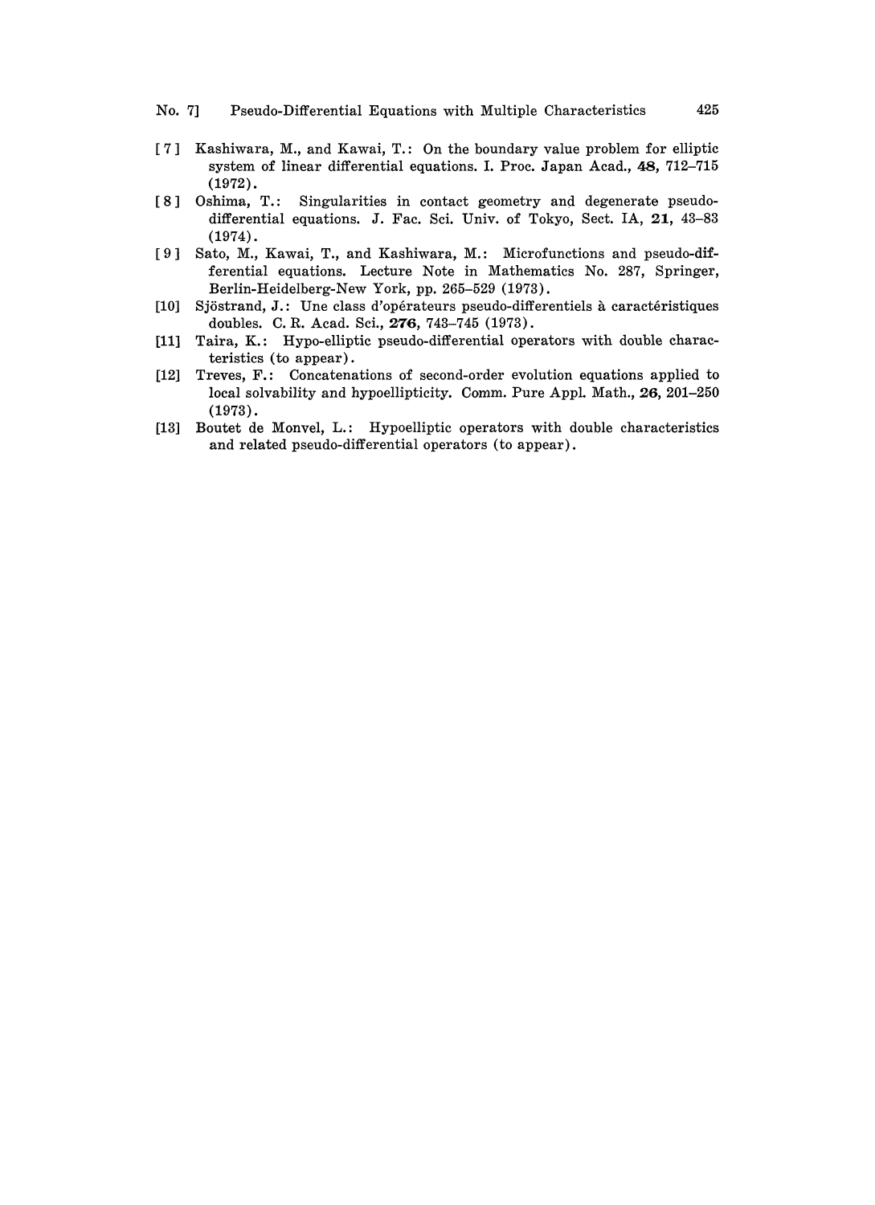[7] Kashiwara, M., and Kawai, T.: On the boundary value problem for elliptic system of linear differential equations. I. Proc. Japan Acad., **48**, 712–715 (1972).

[8] Oshima, T.: Singularities in contact geometry and degenerate pseudo-differential equations. J. Fac. Sci. Univ. of Tokyo, Sect. IA, **21**, 43–83 (1974).

[9] Sato, M., Kawai, T., and Kashiwara, M.: Microfunctions and pseudo-differential equations. Lecture Note in Mathematics No. 287, Springer, Berlin-Heidelberg-New York, pp. 265–529 (1973).

[10] Sjöstrand, J.: Une class d'opérateurs pseudo-differentiels à caractéristiques doubles. C. R. Acad. Sci., **276**, 743–745 (1973).

[11] Taira, K.: Hypo-elliptic pseudo-differential operators with double characteristics (to appear).

[12] Treves, F.: Concatenations of second-order evolution equations applied to local solvability and hypoellipticity. Comm. Pure Appl. Math., **26**, 201–250 (1973).

[13] Boutet de Monvel, L.: Hypoelliptic operators with double characteristics and related pseudo-differential operators (to appear).